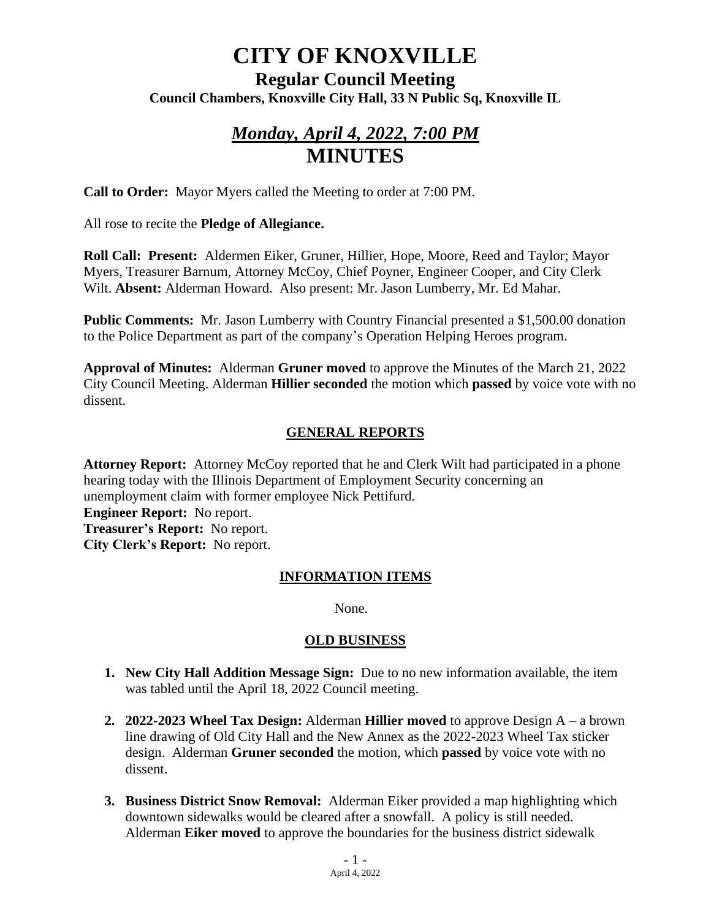# CITY OF KNOXVILLE

## Regular Council Meeting

### Council Chambers, Knoxville City Hall, 33 N Public Sq, Knoxville IL

## *Monday, April 4, 2022, 7:00 PM*

## MINUTES

**Call to Order:** Mayor Myers called the Meeting to order at 7:00 PM.

All rose to recite the **Pledge of Allegiance.**

**Roll Call: Present:** Aldermen Eiker, Gruner, Hillier, Hope, Moore, Reed and Taylor; Mayor Myers, Treasurer Barnum, Attorney McCoy, Chief Poyner, Engineer Cooper, and City Clerk Wilt. **Absent:** Alderman Howard. Also present: Mr. Jason Lumberry, Mr. Ed Mahar.

**Public Comments:** Mr. Jason Lumberry with Country Financial presented a $1,500.00 donation to the Police Department as part of the company's Operation Helping Heroes program.

**Approval of Minutes:** Alderman **Gruner moved** to approve the Minutes of the March 21, 2022 City Council Meeting. Alderman **Hillier seconded** the motion which **passed** by voice vote with no dissent.

### GENERAL REPORTS

**Attorney Report:** Attorney McCoy reported that he and Clerk Wilt had participated in a phone hearing today with the Illinois Department of Employment Security concerning an unemployment claim with former employee Nick Pettifurd.
**Engineer Report:** No report.
**Treasurer's Report:** No report.
**City Clerk's Report:** No report.

### INFORMATION ITEMS

None.

### OLD BUSINESS

1. **New City Hall Addition Message Sign:** Due to no new information available, the item was tabled until the April 18, 2022 Council meeting.

2. **2022-2023 Wheel Tax Design:** Alderman **Hillier moved** to approve Design A – a brown line drawing of Old City Hall and the New Annex as the 2022-2023 Wheel Tax sticker design. Alderman **Gruner seconded** the motion, which **passed** by voice vote with no dissent.

3. **Business District Snow Removal:** Alderman Eiker provided a map highlighting which downtown sidewalks would be cleared after a snowfall. A policy is still needed. Alderman **Eiker moved** to approve the boundaries for the business district sidewalk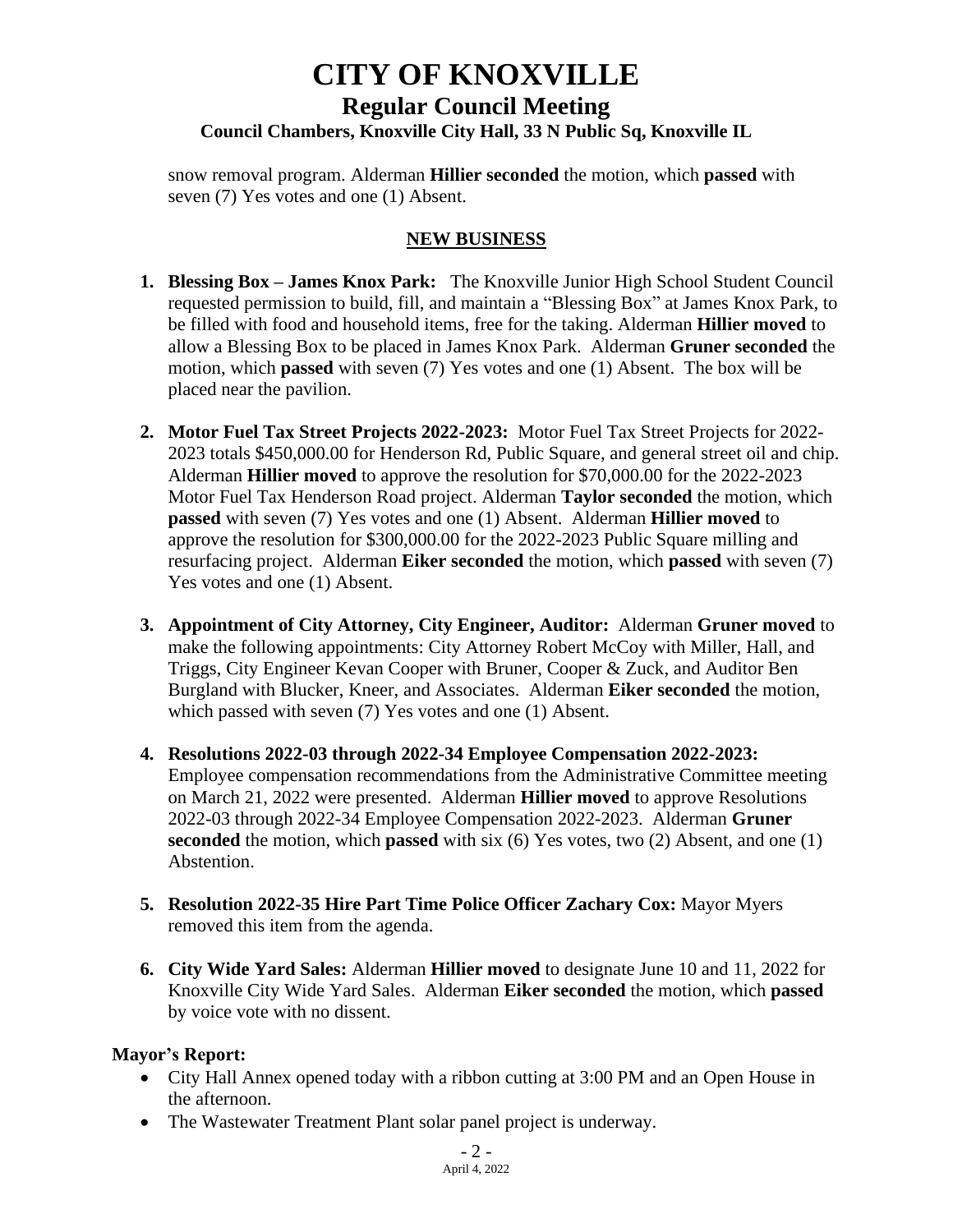snow removal program. Alderman **Hillier seconded** the motion, which **passed** with seven (7) Yes votes and one (1) Absent.

## NEW BUSINESS

1. **Blessing Box – James Knox Park:** The Knoxville Junior High School Student Council requested permission to build, fill, and maintain a "Blessing Box" at James Knox Park, to be filled with food and household items, free for the taking. Alderman **Hillier moved** to allow a Blessing Box to be placed in James Knox Park. Alderman **Gruner seconded** the motion, which **passed** with seven (7) Yes votes and one (1) Absent. The box will be placed near the pavilion.

2. **Motor Fuel Tax Street Projects 2022-2023:** Motor Fuel Tax Street Projects for 2022-2023 totals $450,000.00 for Henderson Rd, Public Square, and general street oil and chip. Alderman **Hillier moved** to approve the resolution for $70,000.00 for the 2022-2023 Motor Fuel Tax Henderson Road project. Alderman **Taylor seconded** the motion, which **passed** with seven (7) Yes votes and one (1) Absent. Alderman **Hillier moved** to approve the resolution for $300,000.00 for the 2022-2023 Public Square milling and resurfacing project. Alderman **Eiker seconded** the motion, which **passed** with seven (7) Yes votes and one (1) Absent.

3. **Appointment of City Attorney, City Engineer, Auditor:** Alderman **Gruner moved** to make the following appointments: City Attorney Robert McCoy with Miller, Hall, and Triggs, City Engineer Kevan Cooper with Bruner, Cooper & Zuck, and Auditor Ben Burgland with Blucker, Kneer, and Associates. Alderman **Eiker seconded** the motion, which passed with seven (7) Yes votes and one (1) Absent.

4. **Resolutions 2022-03 through 2022-34 Employee Compensation 2022-2023:** Employee compensation recommendations from the Administrative Committee meeting on March 21, 2022 were presented. Alderman **Hillier moved** to approve Resolutions 2022-03 through 2022-34 Employee Compensation 2022-2023. Alderman **Gruner seconded** the motion, which **passed** with six (6) Yes votes, two (2) Absent, and one (1) Abstention.

5. **Resolution 2022-35 Hire Part Time Police Officer Zachary Cox:** Mayor Myers removed this item from the agenda.

6. **City Wide Yard Sales:** Alderman **Hillier moved** to designate June 10 and 11, 2022 for Knoxville City Wide Yard Sales. Alderman **Eiker seconded** the motion, which **passed** by voice vote with no dissent.

**Mayor's Report:**

- City Hall Annex opened today with a ribbon cutting at 3:00 PM and an Open House in the afternoon.
- The Wastewater Treatment Plant solar panel project is underway.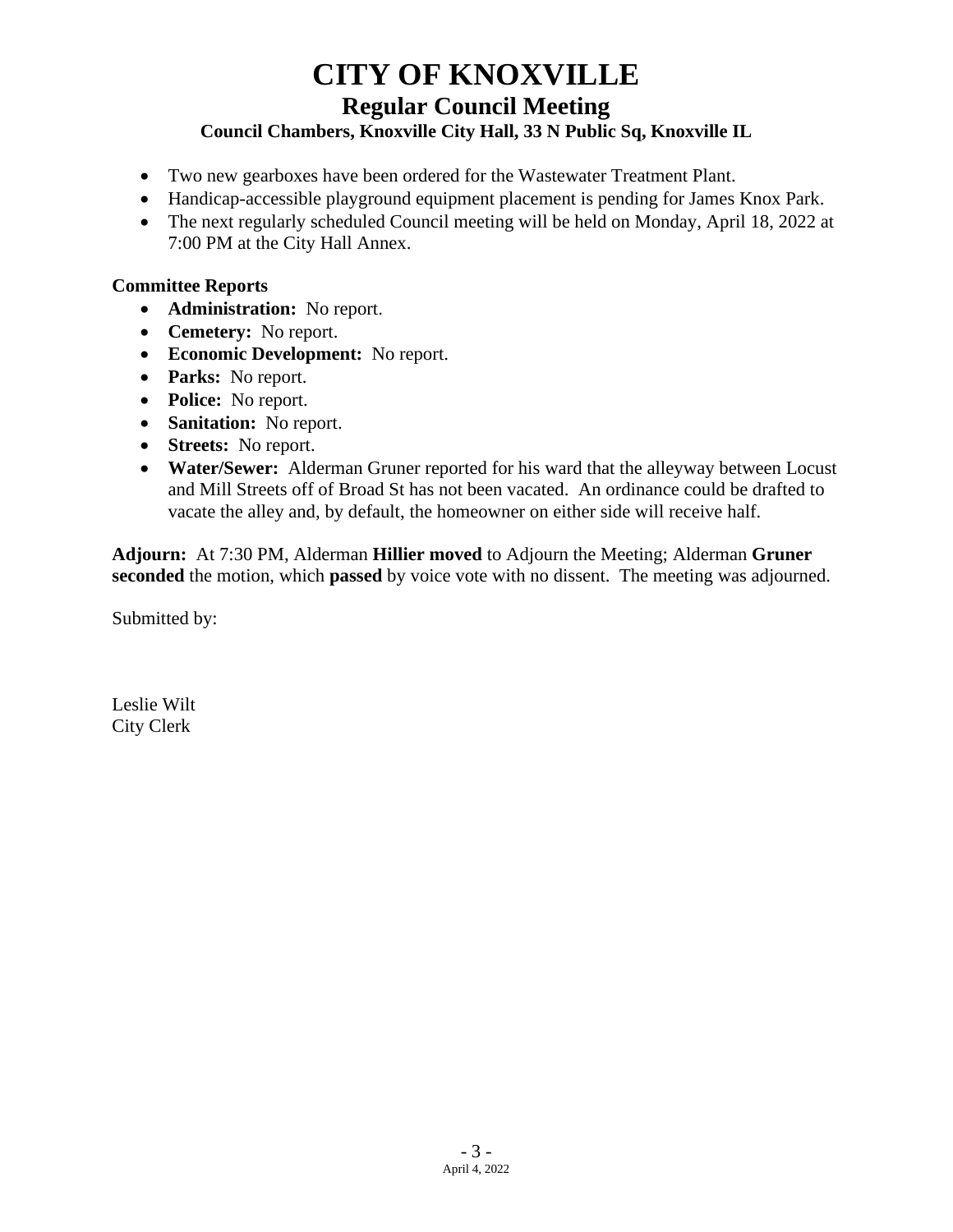- Two new gearboxes have been ordered for the Wastewater Treatment Plant.
- Handicap-accessible playground equipment placement is pending for James Knox Park.
- The next regularly scheduled Council meeting will be held on Monday, April 18, 2022 at 7:00 PM at the City Hall Annex.

**Committee Reports**

- **Administration:** No report.
- **Cemetery:** No report.
- **Economic Development:** No report.
- **Parks:** No report.
- **Police:** No report.
- **Sanitation:** No report.
- **Streets:** No report.
- **Water/Sewer:** Alderman Gruner reported for his ward that the alleyway between Locust and Mill Streets off of Broad St has not been vacated. An ordinance could be drafted to vacate the alley and, by default, the homeowner on either side will receive half.

**Adjourn:** At 7:30 PM, Alderman **Hillier moved** to Adjourn the Meeting; Alderman **Gruner seconded** the motion, which **passed** by voice vote with no dissent. The meeting was adjourned.

Submitted by:

Leslie Wilt
City Clerk